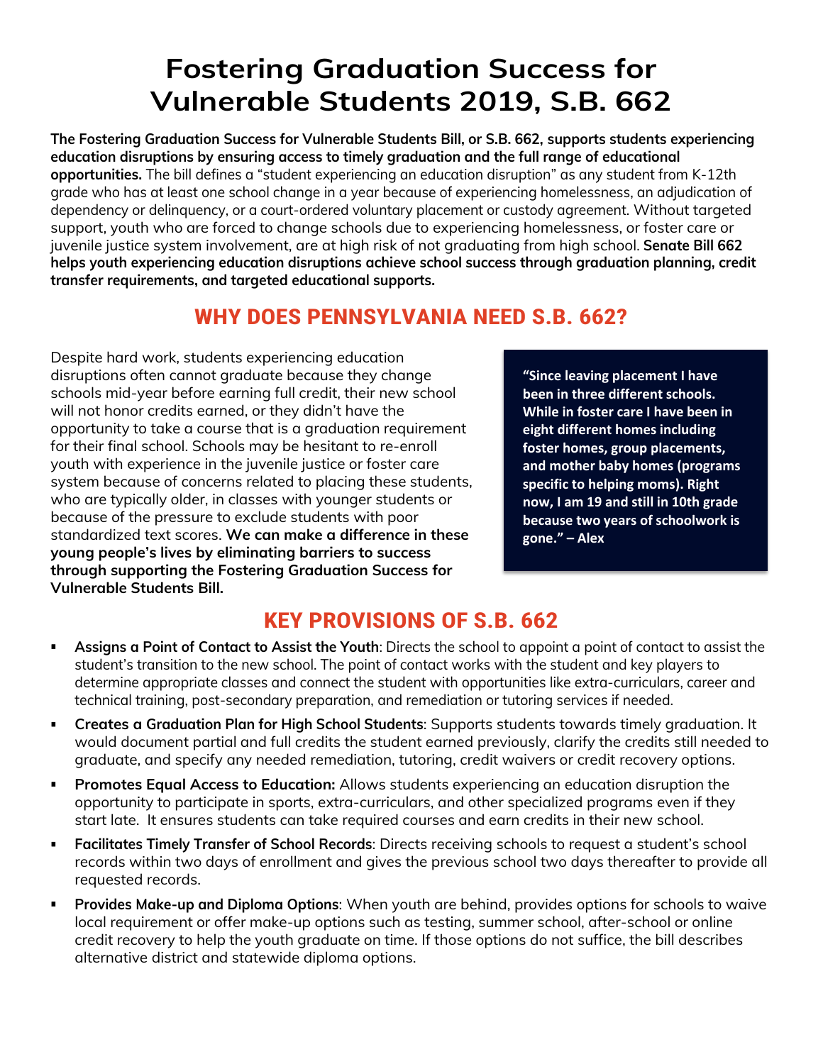# Fostering Graduation Success for Vulnerable Students 2019, S.B. 662

**The Fostering Graduation Success for Vulnerable Students Bill, or S.B. 662, supports students experiencing education disruptions by ensuring access to timely graduation and the full range of educational opportunities.** The bill defines a "student experiencing an education disruption" as any student from K-12th grade who has at least one school change in a year because of experiencing homelessness, an adjudication of dependency or delinquency, or a court-ordered voluntary placement or custody agreement. Without targeted support, youth who are forced to change schools due to experiencing homelessness, or foster care or juvenile justice system involvement, are at high risk of not graduating from high school. **Senate Bill 662 helps youth experiencing education disruptions achieve school success through graduation planning, credit transfer requirements, and targeted educational supports.**

## WHY DOES PENNSYLVANIA NEED S.B. 662?

Despite hard work, students experiencing education disruptions often cannot graduate because they change schools mid-year before earning full credit, their new school will not honor credits earned, or they didn't have the opportunity to take a course that is a graduation requirement for their final school. Schools may be hesitant to re-enroll youth with experience in the juvenile justice or foster care system because of concerns related to placing these students, who are typically older, in classes with younger students or because of the pressure to exclude students with poor standardized text scores. **We can make a difference in these young people's lives by eliminating barriers to success through supporting the Fostering Graduation Success for Vulnerable Students Bill.**

> **"Since leaving placement I have been in three different schools. While in foster care I have been in eight different homes including foster homes, group placements, and mother baby homes (programs specific to helping moms). Right now, I am 19 and still in 10th grade because two years of schoolwork is gone." – Alex**

## KEY PROVISIONS OF S.B. 662

- **Assigns a Point of Contact to Assist the Youth**: Directs the school to appoint a point of contact to assist the student's transition to the new school. The point of contact works with the student and key players to determine appropriate classes and connect the student with opportunities like extra-curriculars, career and technical training, post-secondary preparation, and remediation or tutoring services if needed.
- **Creates a Graduation Plan for High School Students**: Supports students towards timely graduation. It would document partial and full credits the student earned previously, clarify the credits still needed to graduate, and specify any needed remediation, tutoring, credit waivers or credit recovery options.
- **Promotes Equal Access to Education:** Allows students experiencing an education disruption the opportunity to participate in sports, extra-curriculars, and other specialized programs even if they start late. It ensures students can take required courses and earn credits in their new school.
- **Facilitates Timely Transfer of School Records**: Directs receiving schools to request a student's school records within two days of enrollment and gives the previous school two days thereafter to provide all requested records.
- **Provides Make-up and Diploma Options**: When youth are behind, provides options for schools to waive local requirement or offer make-up options such as testing, summer school, after-school or online credit recovery to help the youth graduate on time. If those options do not suffice, the bill describes alternative district and statewide diploma options.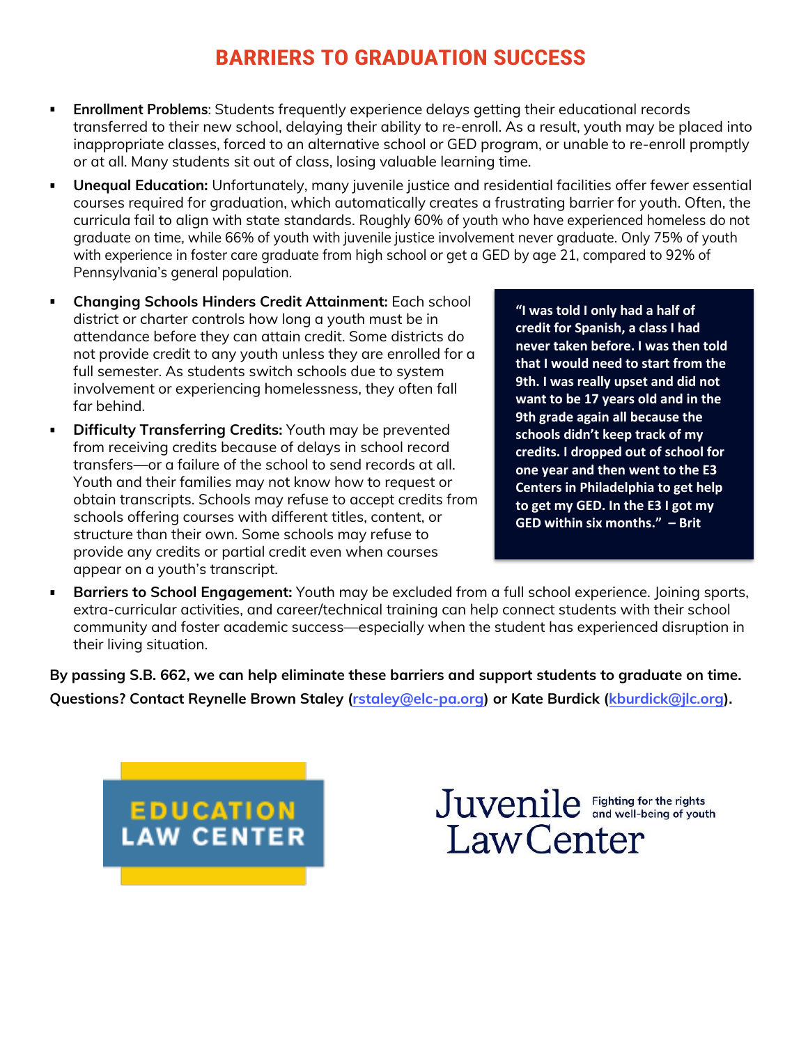# BARRIERS TO GRADUATION SUCCESS

- **Enrollment Problems**: Students frequently experience delays getting their educational records transferred to their new school, delaying their ability to re-enroll. As a result, youth may be placed into inappropriate classes, forced to an alternative school or GED program, or unable to re-enroll promptly or at all. Many students sit out of class, losing valuable learning time.
- **Unequal Education:** Unfortunately, many juvenile justice and residential facilities offer fewer essential courses required for graduation, which automatically creates a frustrating barrier for youth. Often, the curricula fail to align with state standards. Roughly 60% of youth who have experienced homeless do not graduate on time, while 66% of youth with juvenile justice involvement never graduate. Only 75% of youth with experience in foster care graduate from high school or get a GED by age 21, compared to 92% of Pennsylvania's general population.
- **Changing Schools Hinders Credit Attainment:** Each school district or charter controls how long a youth must be in attendance before they can attain credit. Some districts do not provide credit to any youth unless they are enrolled for a full semester. As students switch schools due to system involvement or experiencing homelessness, they often fall far behind.
- **Difficulty Transferring Credits:** Youth may be prevented from receiving credits because of delays in school record transfers—or a failure of the school to send records at all. Youth and their families may not know how to request or obtain transcripts. Schools may refuse to accept credits from schools offering courses with different titles, content, or structure than their own. Some schools may refuse to provide any credits or partial credit even when courses appear on a youth's transcript.

> **"I was told I only had a half of credit for Spanish, a class I had never taken before. I was then told that I would need to start from the 9th. I was really upset and did not want to be 17 years old and in the 9th grade again all because the schools didn't keep track of my credits. I dropped out of school for one year and then went to the E3 Centers in Philadelphia to get help to get my GED. In the E3 I got my GED within six months." – Brit**

- **Barriers to School Engagement:** Youth may be excluded from a full school experience. Joining sports, extra-curricular activities, and career/technical training can help connect students with their school community and foster academic success—especially when the student has experienced disruption in their living situation.

**By passing S.B. 662, we can help eliminate these barriers and support students to graduate on time.**
**Questions? Contact Reynelle Brown Staley (rstaley@elc-pa.org) or Kate Burdick (kburdick@jlc.org).**

EDUCATION LAW CENTER

Juvenile Law Center — Fighting for the rights and well-being of youth